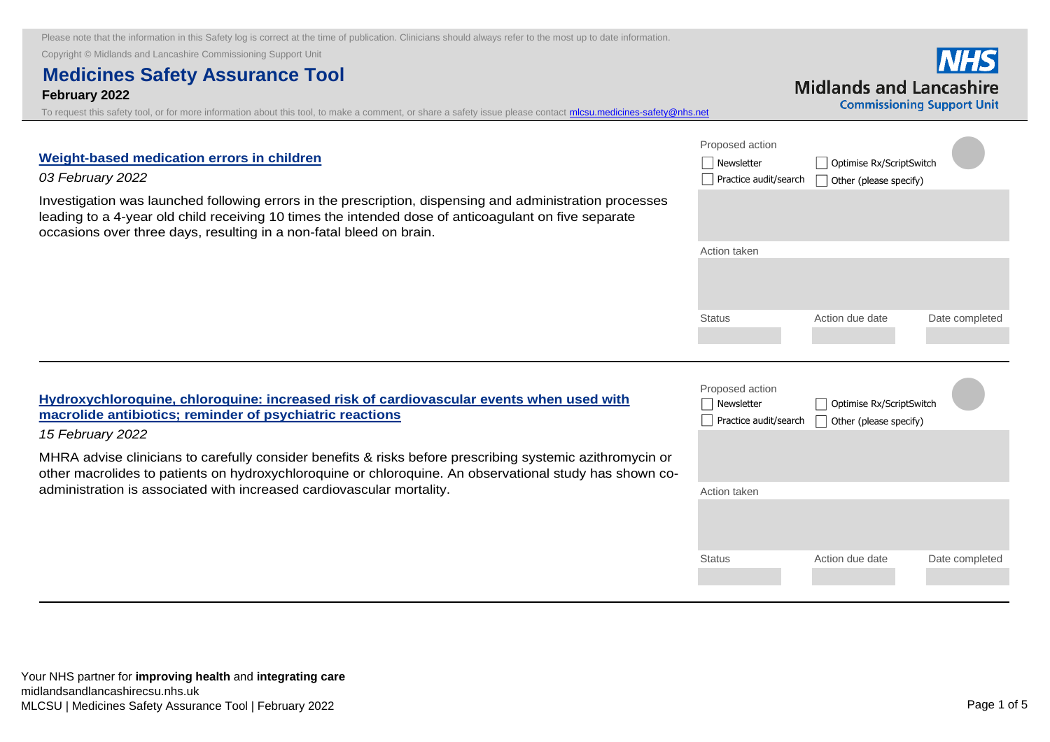Please note that the information in this Safety log is correct at the time of publication. Clinicians should always refer to the most up to date information.

Copyright © Midlands and Lancashire Commissioning Support Unit

# Medicines Safety Assurance Tool

**February 2022**

To request this safety tool, or for more information about this tool, to make a comment, or share a safety issue please contact mlcsu.medicines-safety@nhs.net

NHS Midlands and Lancashire Commissioning Support Unit

---

## Weight-based medication errors in children

*03 February 2022*

Investigation was launched following errors in the prescription, dispensing and administration processes leading to a 4-year old child receiving 10 times the intended dose of anticoagulant on five separate occasions over three days, resulting in a non-fatal bleed on brain.

Proposed action

- [ ] Newsletter
- [ ] Optimise Rx/ScriptSwitch
- [ ] Practice audit/search
- [ ] Other (please specify)

Action taken

| Status | Action due date | Date completed |
|---|---|---|
| | | |

---

## Hydroxychloroquine, chloroquine: increased risk of cardiovascular events when used with macrolide antibiotics; reminder of psychiatric reactions

*15 February 2022*

MHRA advise clinicians to carefully consider benefits & risks before prescribing systemic azithromycin or other macrolides to patients on hydroxychloroquine or chloroquine. An observational study has shown co-administration is associated with increased cardiovascular mortality.

Proposed action

- [ ] Newsletter
- [ ] Optimise Rx/ScriptSwitch
- [ ] Practice audit/search
- [ ] Other (please specify)

Action taken

| Status | Action due date | Date completed |
|---|---|---|
| | | |

---

Your NHS partner for **improving health** and **integrating care**

midlandsandlancashirecsu.nhs.uk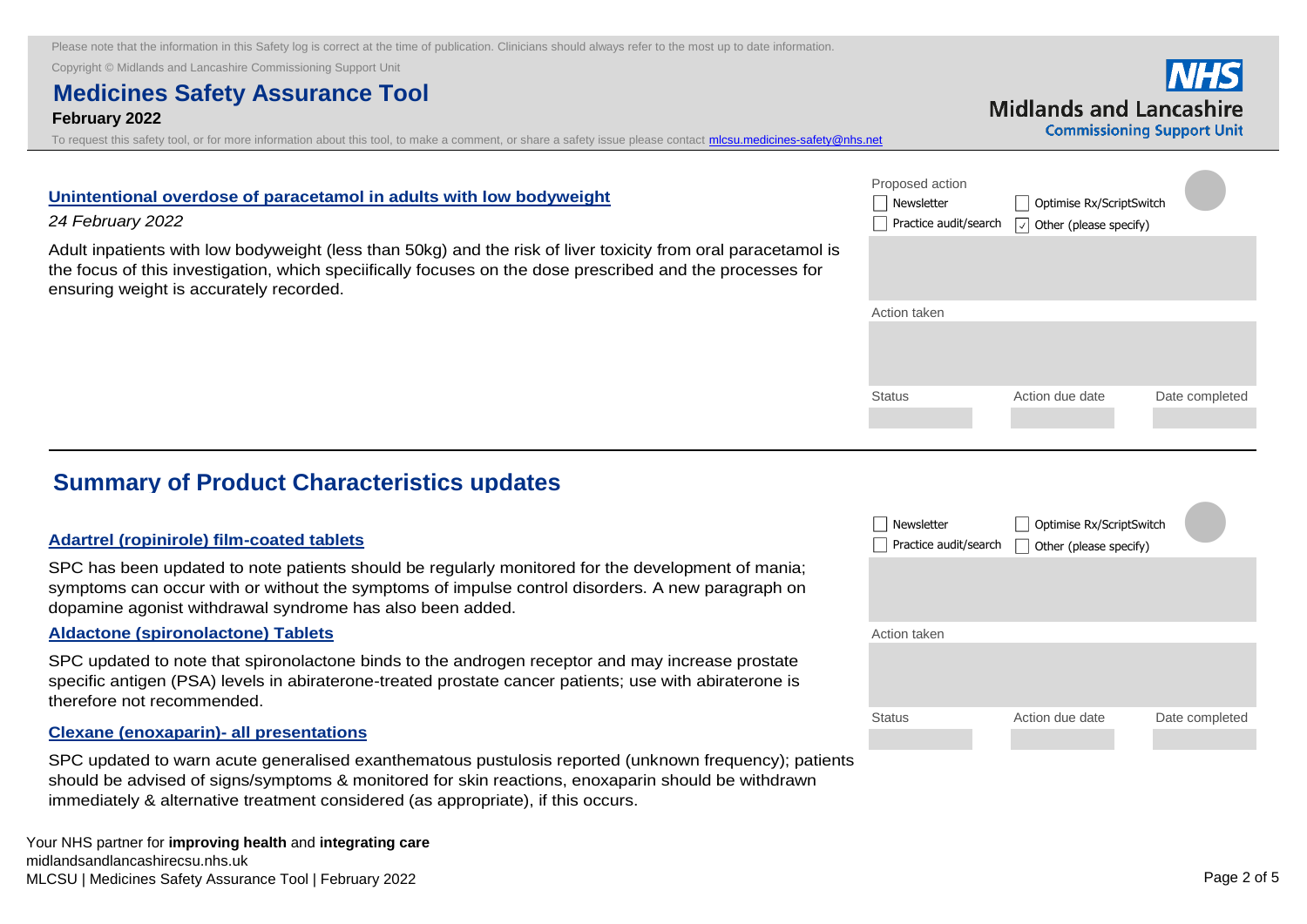Please note that the information in this Safety log is correct at the time of publication. Clinicians should always refer to the most up to date information.

Copyright © Midlands and Lancashire Commissioning Support Unit

# Medicines Safety Assurance Tool

**February 2022**

To request this safety tool, or for more information about this tool, to make a comment, or share a safety issue please contact mlcsu.medicines-safety@nhs.net

### Unintentional overdose of paracetamol in adults with low bodyweight

*24 February 2022*

Adult inpatients with low bodyweight (less than 50kg) and the risk of liver toxicity from oral paracetamol is the focus of this investigation, which speciifically focuses on the dose prescribed and the processes for ensuring weight is accurately recorded.

Proposed action

- [ ] Newsletter
- [ ] Optimise Rx/ScriptSwitch
- [ ] Practice audit/search
- [x] Other (please specify)

Action taken

| Status | Action due date | Date completed |
| --- | --- | --- |
| | | |

## Summary of Product Characteristics updates

### Adartrel (ropinirole) film-coated tablets

SPC has been updated to note patients should be regularly monitored for the development of mania; symptoms can occur with or without the symptoms of impulse control disorders. A new paragraph on dopamine agonist withdrawal syndrome has also been added.

### Aldactone (spironolactone) Tablets

SPC updated to note that spironolactone binds to the androgen receptor and may increase prostate specific antigen (PSA) levels in abiraterone-treated prostate cancer patients; use with abiraterone is therefore not recommended.

### Clexane (enoxaparin)- all presentations

SPC updated to warn acute generalised exanthematous pustulosis reported (unknown frequency); patients should be advised of signs/symptoms & monitored for skin reactions, enoxaparin should be withdrawn immediately & alternative treatment considered (as appropriate), if this occurs.

- [ ] Newsletter
- [ ] Optimise Rx/ScriptSwitch
- [ ] Practice audit/search
- [ ] Other (please specify)

Action taken

| Status | Action due date | Date completed |
| --- | --- | --- |
| | | |

Your NHS partner for **improving health** and **integrating care**

midlandsandlancashirecsu.nhs.uk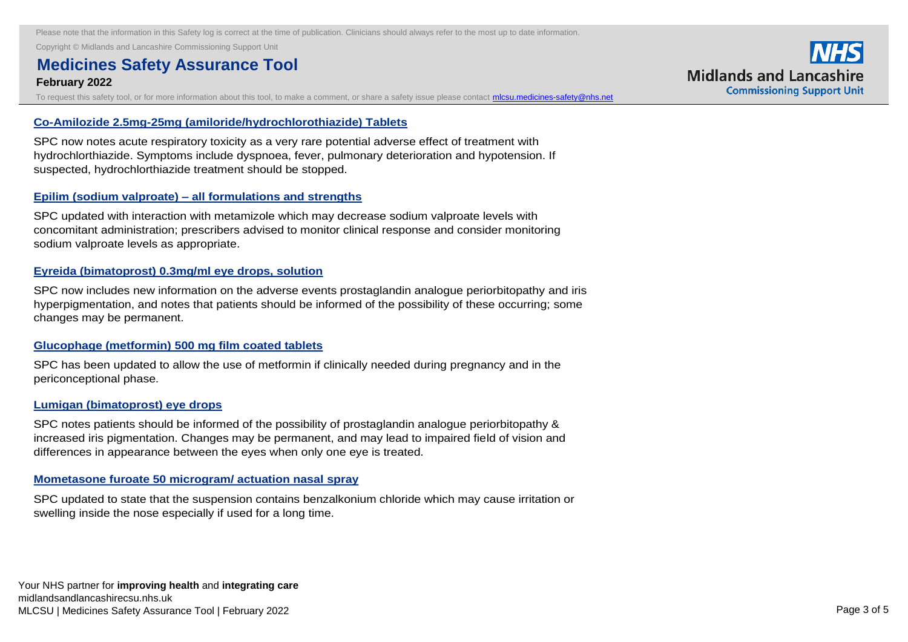### Co-Amilozide 2.5mg-25mg (amiloride/hydrochlorothiazide) Tablets

SPC now notes acute respiratory toxicity as a very rare potential adverse effect of treatment with hydrochlorthiazide. Symptoms include dyspnoea, fever, pulmonary deterioration and hypotension. If suspected, hydrochlorthiazide treatment should be stopped.

### Epilim (sodium valproate) – all formulations and strengths

SPC updated with interaction with metamizole which may decrease sodium valproate levels with concomitant administration; prescribers advised to monitor clinical response and consider monitoring sodium valproate levels as appropriate.

### Eyreida (bimatoprost) 0.3mg/ml eye drops, solution

SPC now includes new information on the adverse events prostaglandin analogue periorbitopathy and iris hyperpigmentation, and notes that patients should be informed of the possibility of these occurring; some changes may be permanent.

### Glucophage (metformin) 500 mg film coated tablets

SPC has been updated to allow the use of metformin if clinically needed during pregnancy and in the periconceptional phase.

### Lumigan (bimatoprost) eye drops

SPC notes patients should be informed of the possibility of prostaglandin analogue periorbitopathy & increased iris pigmentation. Changes may be permanent, and may lead to impaired field of vision and differences in appearance between the eyes when only one eye is treated.

### Mometasone furoate 50 microgram/ actuation nasal spray

SPC updated to state that the suspension contains benzalkonium chloride which may cause irritation or swelling inside the nose especially if used for a long time.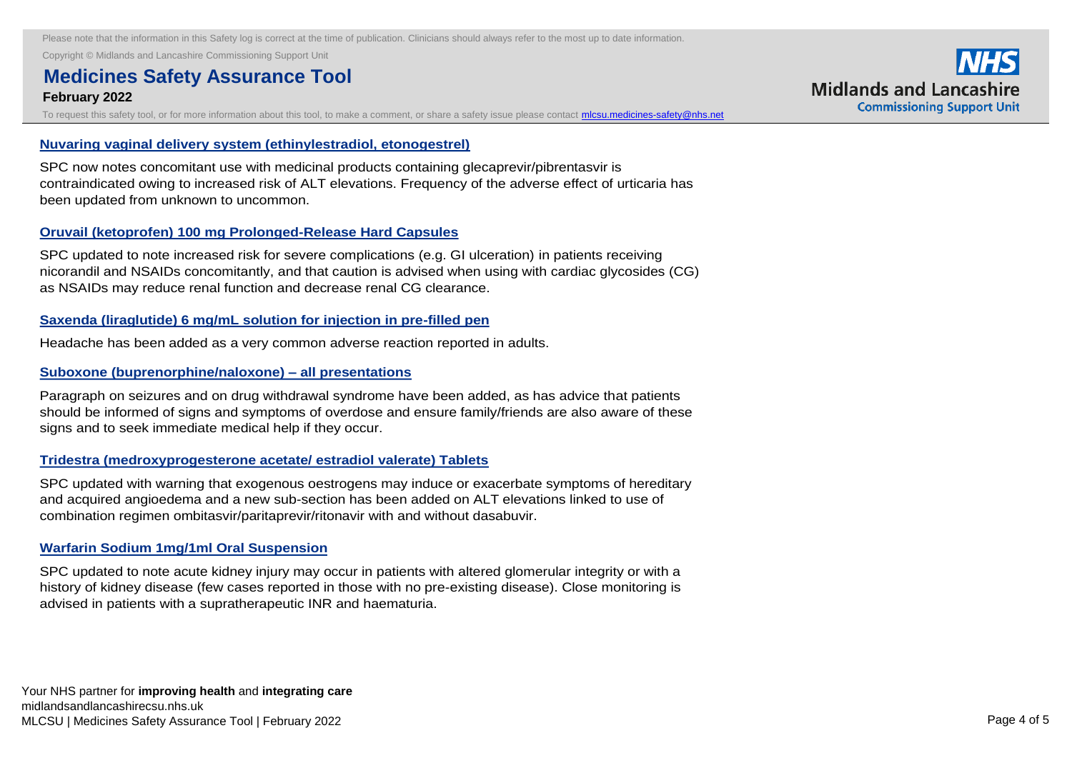### Nuvaring vaginal delivery system (ethinylestradiol, etonogestrel)

SPC now notes concomitant use with medicinal products containing glecaprevir/pibrentasvir is contraindicated owing to increased risk of ALT elevations. Frequency of the adverse effect of urticaria has been updated from unknown to uncommon.

### Oruvail (ketoprofen) 100 mg Prolonged-Release Hard Capsules

SPC updated to note increased risk for severe complications (e.g. GI ulceration) in patients receiving nicorandil and NSAIDs concomitantly, and that caution is advised when using with cardiac glycosides (CG) as NSAIDs may reduce renal function and decrease renal CG clearance.

### Saxenda (liraglutide) 6 mg/mL solution for injection in pre-filled pen

Headache has been added as a very common adverse reaction reported in adults.

### Suboxone (buprenorphine/naloxone) – all presentations

Paragraph on seizures and on drug withdrawal syndrome have been added, as has advice that patients should be informed of signs and symptoms of overdose and ensure family/friends are also aware of these signs and to seek immediate medical help if they occur.

### Tridestra (medroxyprogesterone acetate/ estradiol valerate) Tablets

SPC updated with warning that exogenous oestrogens may induce or exacerbate symptoms of hereditary and acquired angioedema and a new sub-section has been added on ALT elevations linked to use of combination regimen ombitasvir/paritaprevir/ritonavir with and without dasabuvir.

### Warfarin Sodium 1mg/1ml Oral Suspension

SPC updated to note acute kidney injury may occur in patients with altered glomerular integrity or with a history of kidney disease (few cases reported in those with no pre-existing disease). Close monitoring is advised in patients with a supratherapeutic INR and haematuria.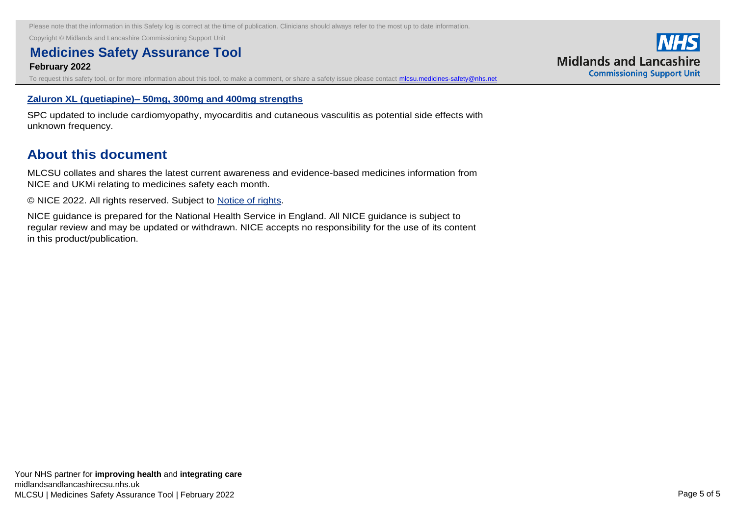**[Zaluron XL (quetiapine)– 50mg, 300mg and 400mg strengths](#)**

SPC updated to include cardiomyopathy, myocarditis and cutaneous vasculitis as potential side effects with unknown frequency.

## About this document

MLCSU collates and shares the latest current awareness and evidence-based medicines information from NICE and UKMi relating to medicines safety each month.

© NICE 2022. All rights reserved. Subject to Notice of rights.

NICE guidance is prepared for the National Health Service in England. All NICE guidance is subject to regular review and may be updated or withdrawn. NICE accepts no responsibility for the use of its content in this product/publication.